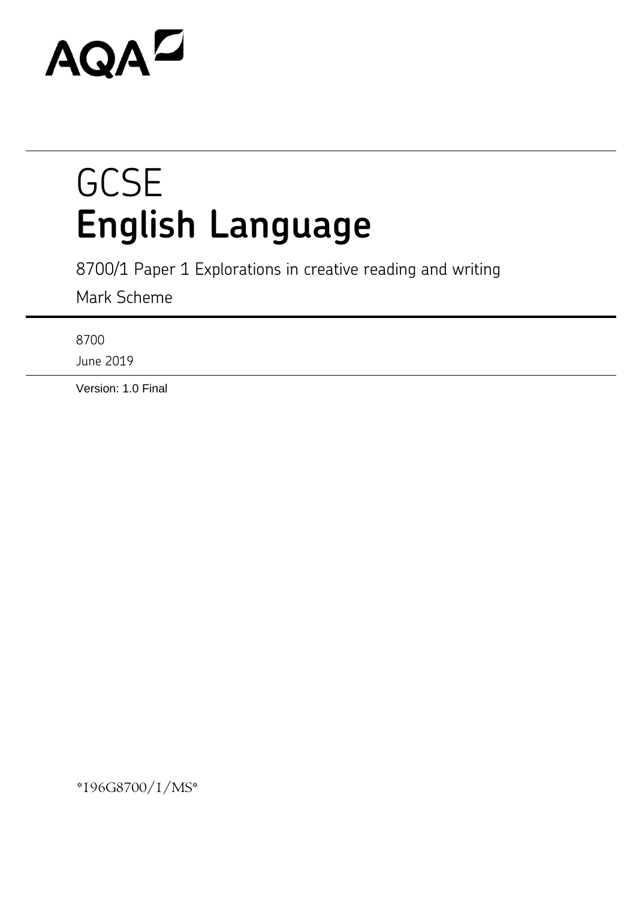AQA

# GCSE
# English Language

8700/1 Paper 1 Explorations in creative reading and writing

Mark Scheme

8700

June 2019

Version: 1.0 Final

*196G8700/1/MS*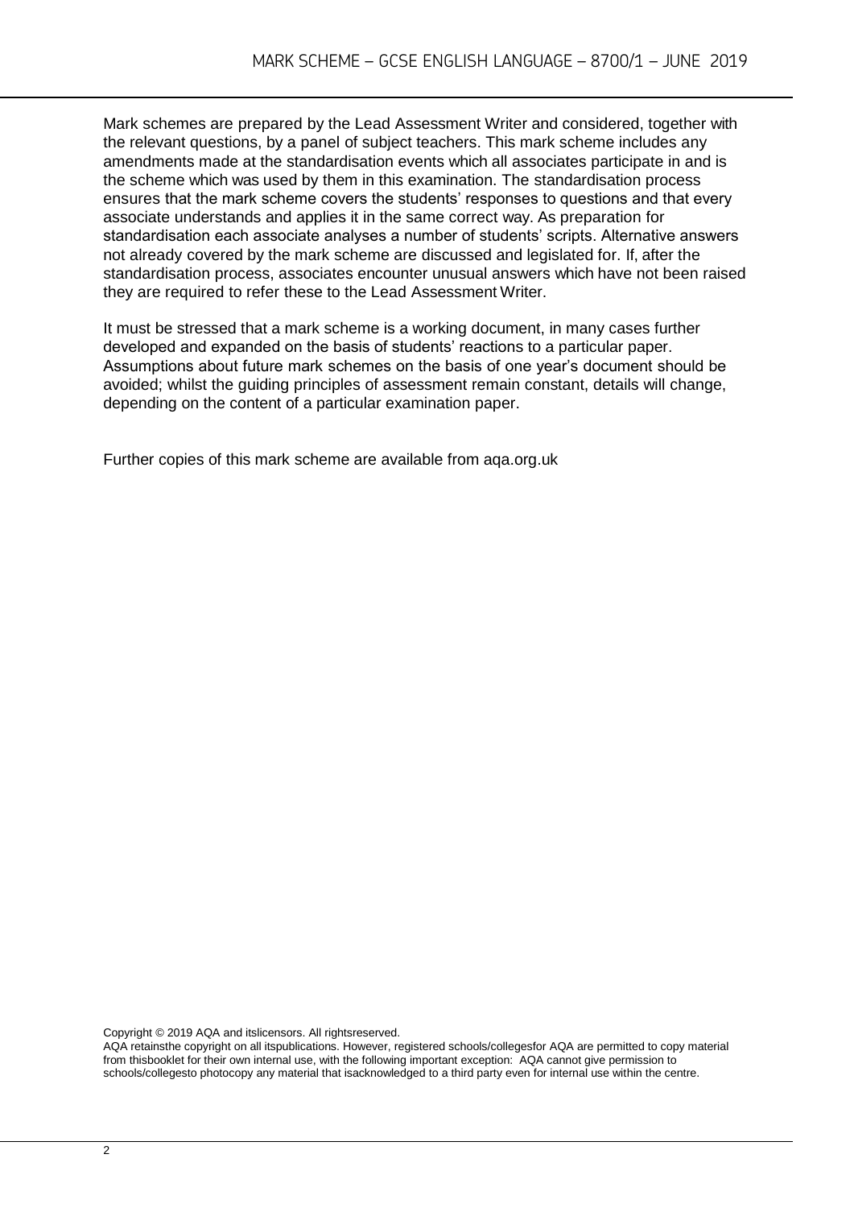Mark schemes are prepared by the Lead Assessment Writer and considered, together with the relevant questions, by a panel of subject teachers. This mark scheme includes any amendments made at the standardisation events which all associates participate in and is the scheme which was used by them in this examination. The standardisation process ensures that the mark scheme covers the students' responses to questions and that every associate understands and applies it in the same correct way. As preparation for standardisation each associate analyses a number of students' scripts. Alternative answers not already covered by the mark scheme are discussed and legislated for. If, after the standardisation process, associates encounter unusual answers which have not been raised they are required to refer these to the Lead Assessment Writer.

It must be stressed that a mark scheme is a working document, in many cases further developed and expanded on the basis of students' reactions to a particular paper. Assumptions about future mark schemes on the basis of one year's document should be avoided; whilst the guiding principles of assessment remain constant, details will change, depending on the content of a particular examination paper.

Further copies of this mark scheme are available from aqa.org.uk

Copyright © 2019 AQA and itslicensors. All rightsreserved.
AQA retainsthe copyright on all itspublications. However, registered schools/collegesfor AQA are permitted to copy material from thisbooklet for their own internal use, with the following important exception: AQA cannot give permission to schools/collegesto photocopy any material that isacknowledged to a third party even for internal use within the centre.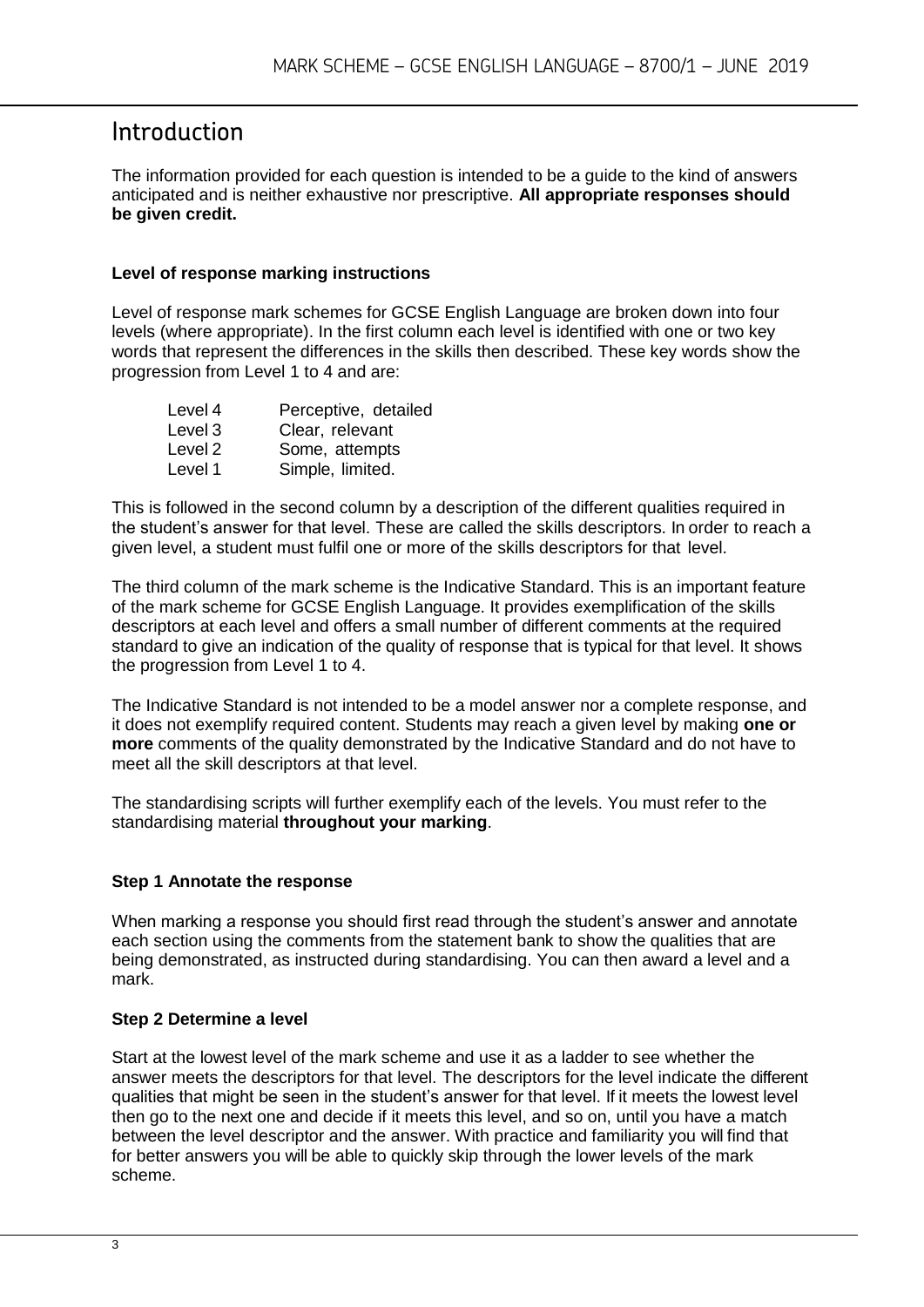# Introduction

The information provided for each question is intended to be a guide to the kind of answers anticipated and is neither exhaustive nor prescriptive. **All appropriate responses should be given credit.**

**Level of response marking instructions**

Level of response mark schemes for GCSE English Language are broken down into four levels (where appropriate). In the first column each level is identified with one or two key words that represent the differences in the skills then described. These key words show the progression from Level 1 to 4 and are:

| | |
|---|---|
| Level 4 | Perceptive, detailed |
| Level 3 | Clear, relevant |
| Level 2 | Some, attempts |
| Level 1 | Simple, limited. |

This is followed in the second column by a description of the different qualities required in the student's answer for that level. These are called the skills descriptors. In order to reach a given level, a student must fulfil one or more of the skills descriptors for that level.

The third column of the mark scheme is the Indicative Standard. This is an important feature of the mark scheme for GCSE English Language. It provides exemplification of the skills descriptors at each level and offers a small number of different comments at the required standard to give an indication of the quality of response that is typical for that level. It shows the progression from Level 1 to 4.

The Indicative Standard is not intended to be a model answer nor a complete response, and it does not exemplify required content. Students may reach a given level by making **one or more** comments of the quality demonstrated by the Indicative Standard and do not have to meet all the skill descriptors at that level.

The standardising scripts will further exemplify each of the levels. You must refer to the standardising material **throughout your marking**.

**Step 1 Annotate the response**

When marking a response you should first read through the student's answer and annotate each section using the comments from the statement bank to show the qualities that are being demonstrated, as instructed during standardising. You can then award a level and a mark.

**Step 2 Determine a level**

Start at the lowest level of the mark scheme and use it as a ladder to see whether the answer meets the descriptors for that level. The descriptors for the level indicate the different qualities that might be seen in the student's answer for that level. If it meets the lowest level then go to the next one and decide if it meets this level, and so on, until you have a match between the level descriptor and the answer. With practice and familiarity you will find that for better answers you will be able to quickly skip through the lower levels of the mark scheme.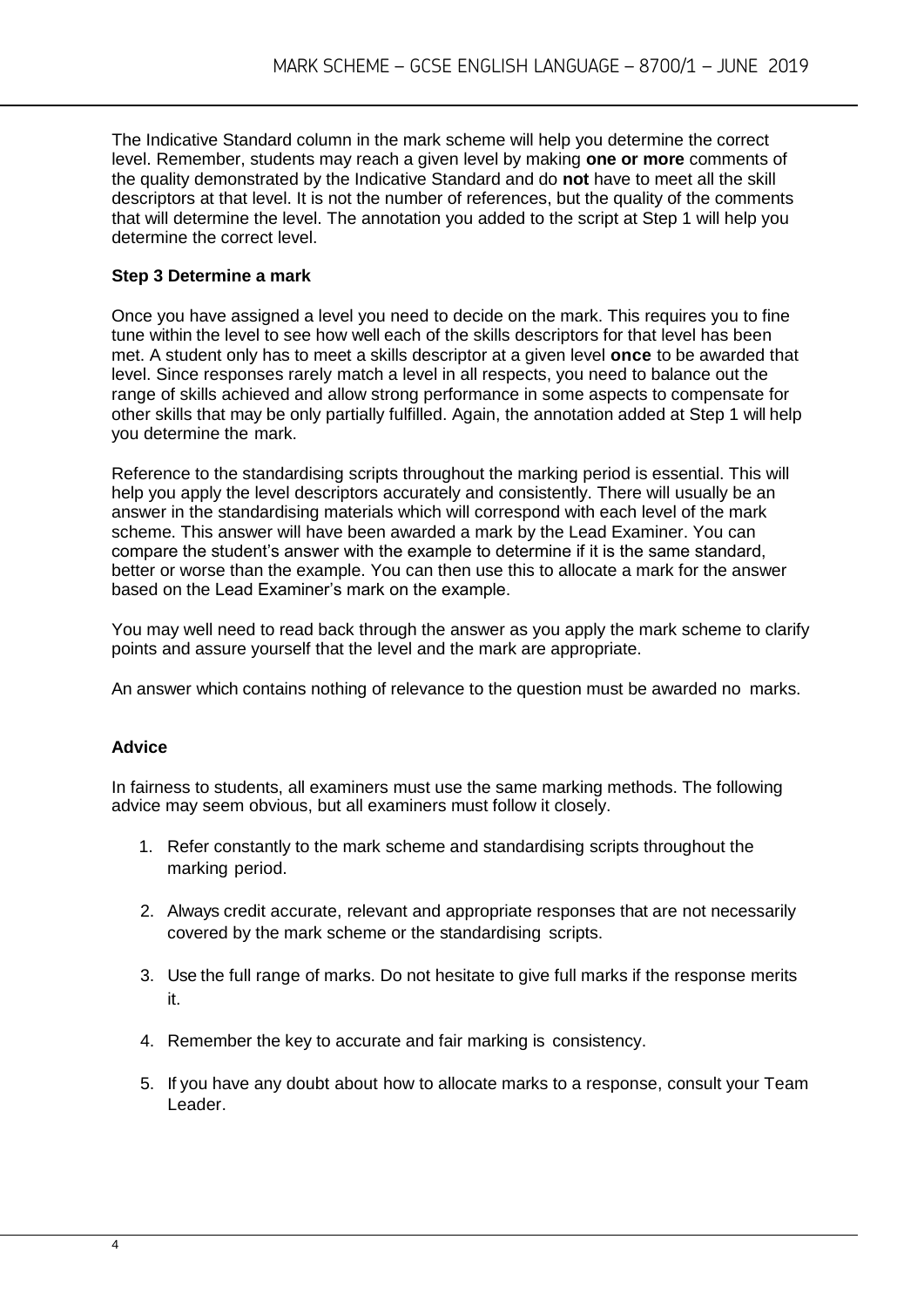The Indicative Standard column in the mark scheme will help you determine the correct level. Remember, students may reach a given level by making **one or more** comments of the quality demonstrated by the Indicative Standard and do **not** have to meet all the skill descriptors at that level. It is not the number of references, but the quality of the comments that will determine the level. The annotation you added to the script at Step 1 will help you determine the correct level.

**Step 3 Determine a mark**

Once you have assigned a level you need to decide on the mark. This requires you to fine tune within the level to see how well each of the skills descriptors for that level has been met. A student only has to meet a skills descriptor at a given level **once** to be awarded that level. Since responses rarely match a level in all respects, you need to balance out the range of skills achieved and allow strong performance in some aspects to compensate for other skills that may be only partially fulfilled. Again, the annotation added at Step 1 will help you determine the mark.

Reference to the standardising scripts throughout the marking period is essential. This will help you apply the level descriptors accurately and consistently. There will usually be an answer in the standardising materials which will correspond with each level of the mark scheme. This answer will have been awarded a mark by the Lead Examiner. You can compare the student's answer with the example to determine if it is the same standard, better or worse than the example. You can then use this to allocate a mark for the answer based on the Lead Examiner's mark on the example.

You may well need to read back through the answer as you apply the mark scheme to clarify points and assure yourself that the level and the mark are appropriate.

An answer which contains nothing of relevance to the question must be awarded no marks.

**Advice**

In fairness to students, all examiners must use the same marking methods. The following advice may seem obvious, but all examiners must follow it closely.

1. Refer constantly to the mark scheme and standardising scripts throughout the marking period.
2. Always credit accurate, relevant and appropriate responses that are not necessarily covered by the mark scheme or the standardising scripts.
3. Use the full range of marks. Do not hesitate to give full marks if the response merits it.
4. Remember the key to accurate and fair marking is consistency.
5. If you have any doubt about how to allocate marks to a response, consult your Team Leader.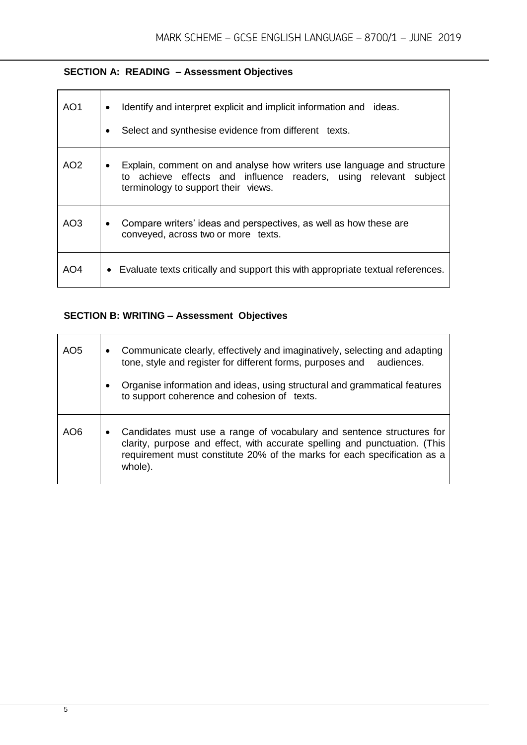**SECTION A: READING – Assessment Objectives**

| | |
|---|---|
| AO1 | • Identify and interpret explicit and implicit information and ideas.<br>• Select and synthesise evidence from different texts. |
| AO2 | • Explain, comment on and analyse how writers use language and structure to achieve effects and influence readers, using relevant subject terminology to support their views. |
| AO3 | • Compare writers' ideas and perspectives, as well as how these are conveyed, across two or more texts. |
| AO4 | • Evaluate texts critically and support this with appropriate textual references. |

**SECTION B: WRITING – Assessment Objectives**

| | |
|---|---|
| AO5 | • Communicate clearly, effectively and imaginatively, selecting and adapting tone, style and register for different forms, purposes and audiences.<br>• Organise information and ideas, using structural and grammatical features to support coherence and cohesion of texts. |
| AO6 | • Candidates must use a range of vocabulary and sentence structures for clarity, purpose and effect, with accurate spelling and punctuation. (This requirement must constitute 20% of the marks for each specification as a whole). |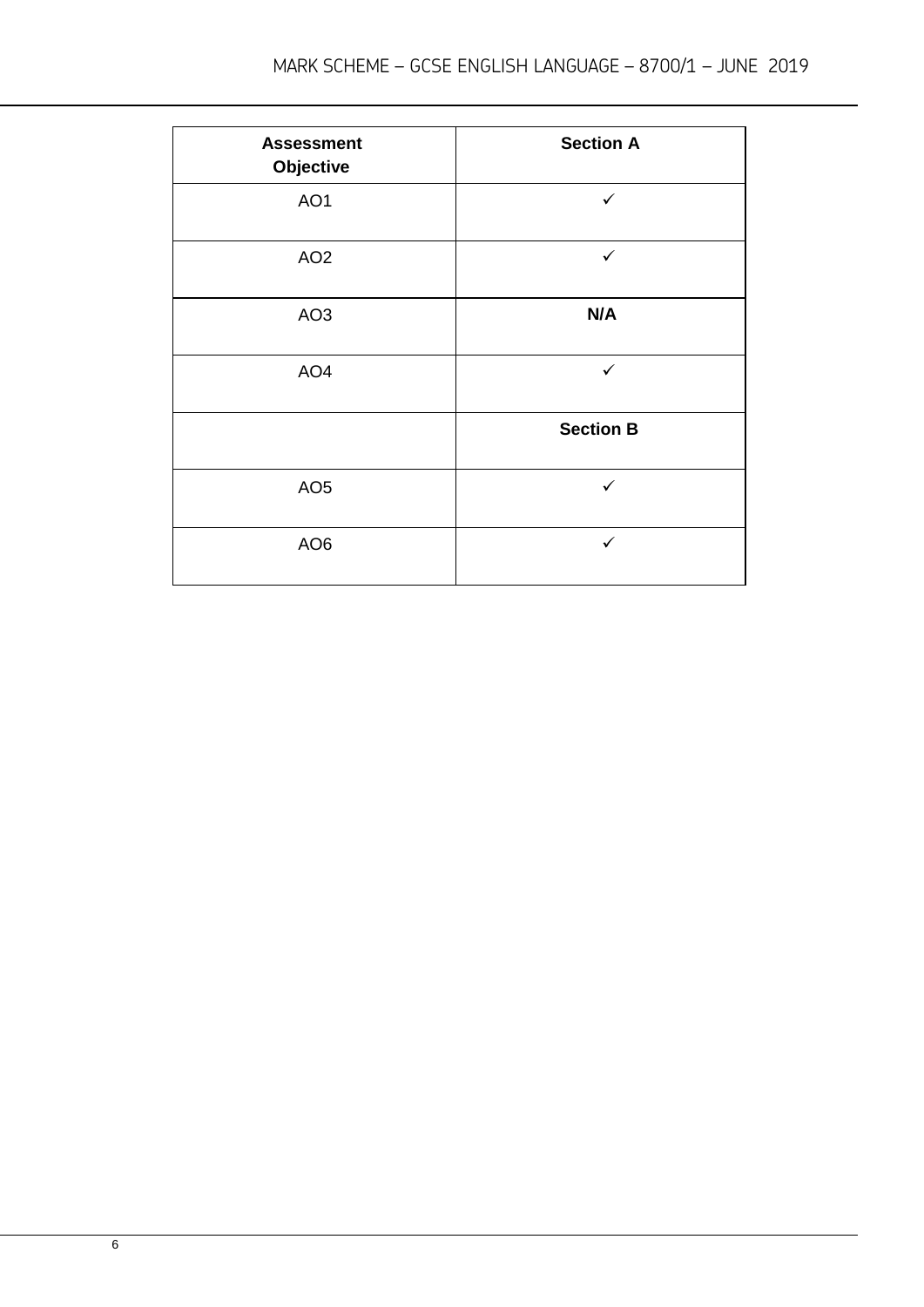| Assessment Objective | Section A |
|---|---|
| AO1 | ✓ |
| AO2 | ✓ |
| AO3 | **N/A** |
| AO4 | ✓ |
| | **Section B** |
| AO5 | ✓ |
| AO6 | ✓ |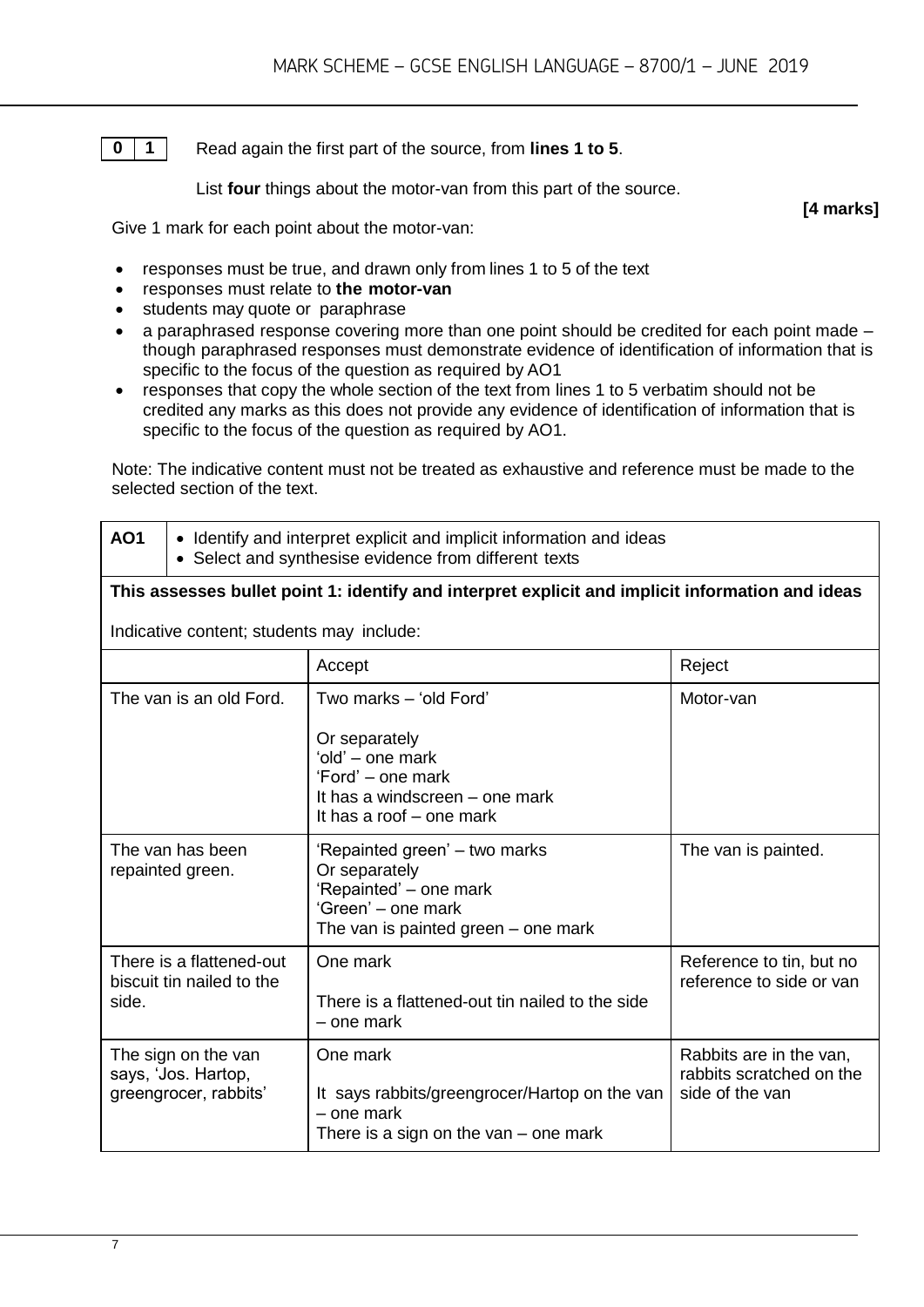**0 1** Read again the first part of the source, from **lines 1 to 5**.

List **four** things about the motor-van from this part of the source.

**[4 marks]**

Give 1 mark for each point about the motor-van:

- responses must be true, and drawn only from lines 1 to 5 of the text
- responses must relate to **the motor-van**
- students may quote or paraphrase
- a paraphrased response covering more than one point should be credited for each point made – though paraphrased responses must demonstrate evidence of identification of information that is specific to the focus of the question as required by AO1
- responses that copy the whole section of the text from lines 1 to 5 verbatim should not be credited any marks as this does not provide any evidence of identification of information that is specific to the focus of the question as required by AO1.

Note: The indicative content must not be treated as exhaustive and reference must be made to the selected section of the text.

| **AO1** | • Identify and interpret explicit and implicit information and ideas<br>• Select and synthesise evidence from different texts | |
|---|---|---|
| **This assesses bullet point 1: identify and interpret explicit and implicit information and ideas**<br><br>Indicative content; students may include: | | |
| | Accept | Reject |
| The van is an old Ford. | Two marks – 'old Ford'<br><br>Or separately<br>'old' – one mark<br>'Ford' – one mark<br>It has a windscreen – one mark<br>It has a roof – one mark | Motor-van |
| The van has been repainted green. | 'Repainted green' – two marks<br>Or separately<br>'Repainted' – one mark<br>'Green' – one mark<br>The van is painted green – one mark | The van is painted. |
| There is a flattened-out biscuit tin nailed to the side. | One mark<br><br>There is a flattened-out tin nailed to the side – one mark | Reference to tin, but no reference to side or van |
| The sign on the van says, 'Jos. Hartop, greengrocer, rabbits' | One mark<br><br>It says rabbits/greengrocer/Hartop on the van – one mark<br>There is a sign on the van – one mark | Rabbits are in the van, rabbits scratched on the side of the van |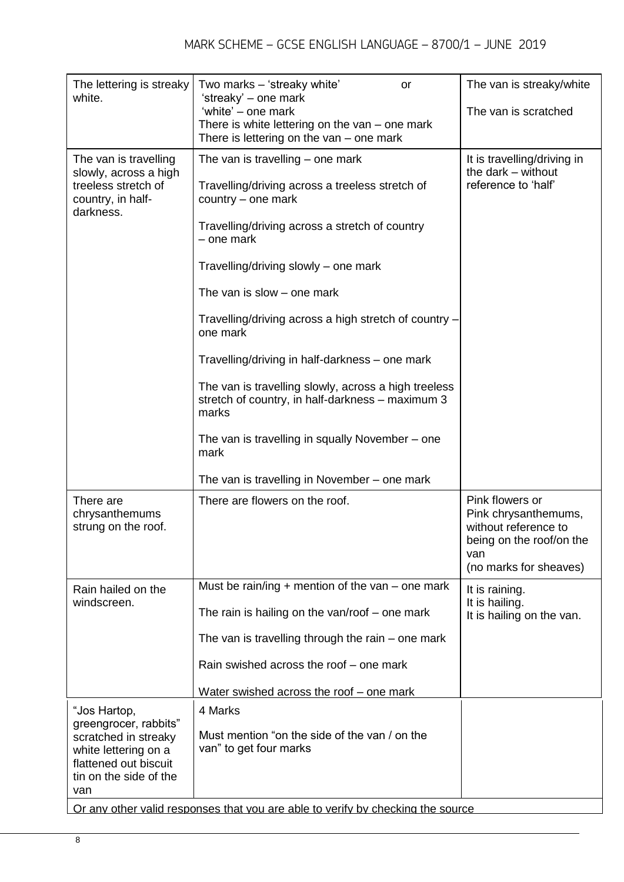| | | |
|---|---|---|
| The lettering is streaky white. | Two marks – 'streaky white' or 'streaky' – one mark 'white' – one mark There is white lettering on the van – one mark There is lettering on the van – one mark | The van is streaky/white The van is scratched |
| The van is travelling slowly, across a high treeless stretch of country, in half-darkness. | The van is travelling – one mark<br><br>Travelling/driving across a treeless stretch of country – one mark<br><br>Travelling/driving across a stretch of country – one mark<br><br>Travelling/driving slowly – one mark<br><br>The van is slow – one mark<br><br>Travelling/driving across a high stretch of country – one mark<br><br>Travelling/driving in half-darkness – one mark<br><br>The van is travelling slowly, across a high treeless stretch of country, in half-darkness – maximum 3 marks<br><br>The van is travelling in squally November – one mark<br><br>The van is travelling in November – one mark | It is travelling/driving in the dark – without reference to 'half' |
| There are chrysanthemums strung on the roof. | There are flowers on the roof. | Pink flowers or Pink chrysanthemums, without reference to being on the roof/on the van (no marks for sheaves) |
| Rain hailed on the windscreen. | Must be rain/ing + mention of the van – one mark<br><br>The rain is hailing on the van/roof – one mark<br><br>The van is travelling through the rain – one mark<br><br>Rain swished across the roof – one mark<br><br>Water swished across the roof – one mark | It is raining. It is hailing. It is hailing on the van. |
| "Jos Hartop, greengrocer, rabbits" scratched in streaky white lettering on a flattened out biscuit tin on the side of the van | 4 Marks<br><br>Must mention "on the side of the van / on the van" to get four marks | |
| Or any other valid responses that you are able to verify by checking the source | | |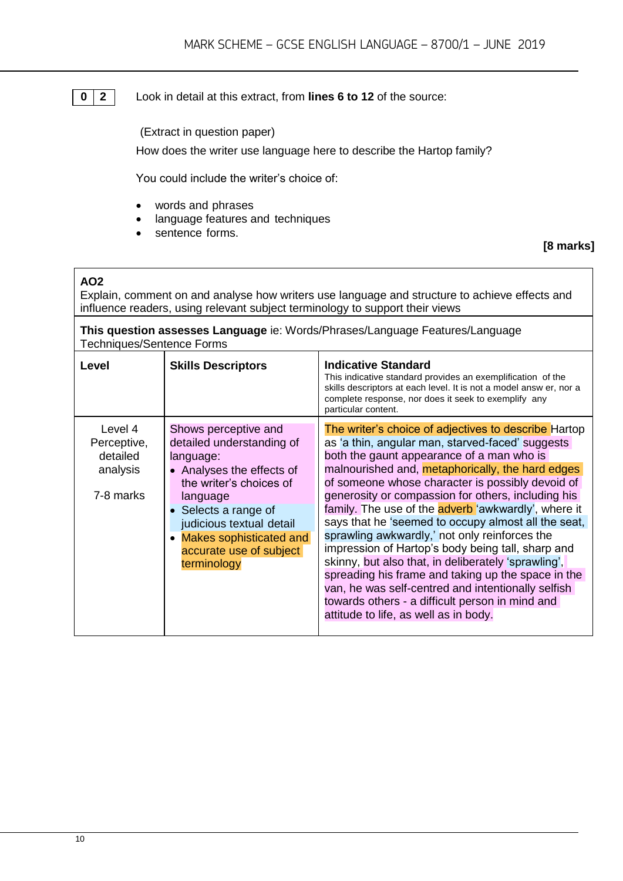**0 2** Look in detail at this extract, from **lines 6 to 12** of the source:

(Extract in question paper)

How does the writer use language here to describe the Hartop family?

You could include the writer's choice of:

- words and phrases
- language features and techniques
- sentence forms.

**[8 marks]**

| **AO2**<br>Explain, comment on and analyse how writers use language and structure to achieve effects and influence readers, using relevant subject terminology to support their views | | |
|---|---|---|
| **This question assesses Language** ie: Words/Phrases/Language Features/Language Techniques/Sentence Forms | | |
| **Level** | **Skills Descriptors** | **Indicative Standard**<br>This indicative standard provides an exemplification of the skills descriptors at each level. It is not a model answer, nor a complete response, nor does it seek to exemplify any particular content. |
| Level 4<br>Perceptive, detailed analysis<br><br>7-8 marks | Shows perceptive and detailed understanding of language:<br>• Analyses the effects of the writer's choices of language<br>• Selects a range of judicious textual detail<br>• Makes sophisticated and accurate use of subject terminology | The writer's choice of adjectives to describe Hartop as 'a thin, angular man, starved-faced' suggests both the gaunt appearance of a man who is malnourished and, metaphorically, the hard edges of someone whose character is possibly devoid of generosity or compassion for others, including his family. The use of the adverb 'awkwardly', where it says that he 'seemed to occupy almost all the seat, sprawling awkwardly,' not only reinforces the impression of Hartop's body being tall, sharp and skinny, but also that, in deliberately 'sprawling', spreading his frame and taking up the space in the van, he was self-centred and intentionally selfish towards others - a difficult person in mind and attitude to life, as well as in body. |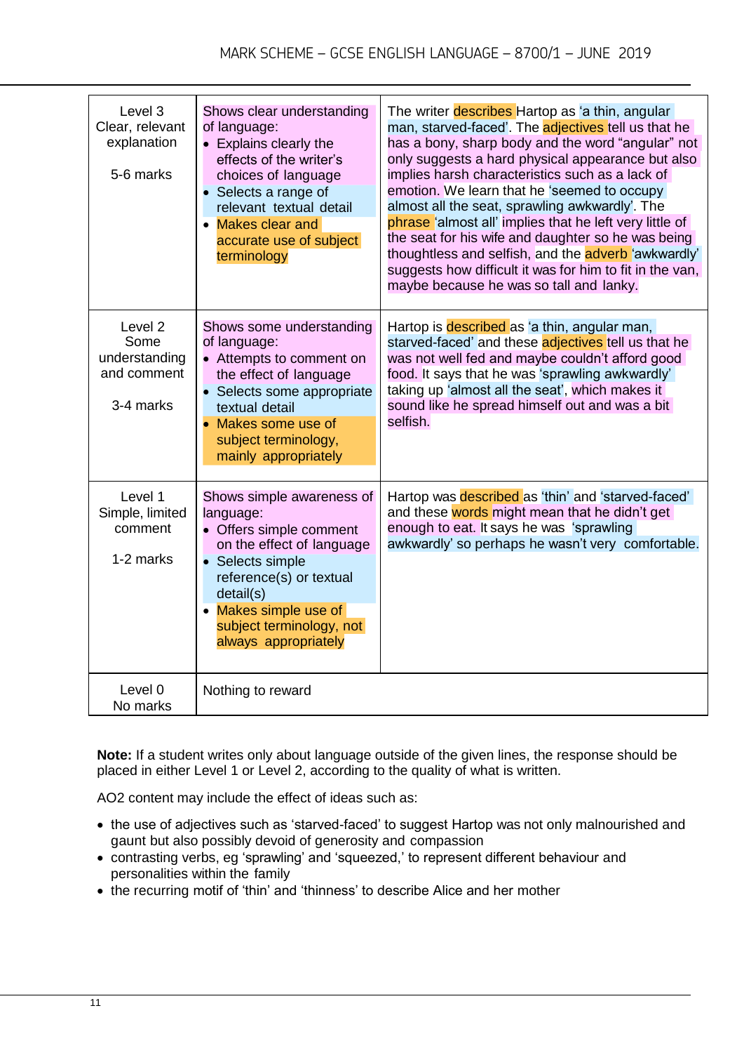| Level | Descriptor | Example |
|---|---|---|
| Level 3<br>Clear, relevant explanation<br><br>5-6 marks | Shows clear understanding of language:<br>• Explains clearly the effects of the writer's choices of language<br>• Selects a range of relevant textual detail<br>• Makes clear and accurate use of subject terminology | The writer describes Hartop as 'a thin, angular man, starved-faced'. The adjectives tell us that he has a bony, sharp body and the word "angular" not only suggests a hard physical appearance but also implies harsh characteristics such as a lack of emotion. We learn that he 'seemed to occupy almost all the seat, sprawling awkwardly'. The phrase 'almost all' implies that he left very little of the seat for his wife and daughter so he was being thoughtless and selfish, and the adverb 'awkwardly' suggests how difficult it was for him to fit in the van, maybe because he was so tall and lanky. |
| Level 2<br>Some understanding and comment<br><br>3-4 marks | Shows some understanding of language:<br>• Attempts to comment on the effect of language<br>• Selects some appropriate textual detail<br>• Makes some use of subject terminology, mainly appropriately | Hartop is described as 'a thin, angular man, starved-faced' and these adjectives tell us that he was not well fed and maybe couldn't afford good food. It says that he was 'sprawling awkwardly' taking up 'almost all the seat', which makes it sound like he spread himself out and was a bit selfish. |
| Level 1<br>Simple, limited comment<br><br>1-2 marks | Shows simple awareness of language:<br>• Offers simple comment on the effect of language<br>• Selects simple reference(s) or textual detail(s)<br>• Makes simple use of subject terminology, not always appropriately | Hartop was described as 'thin' and 'starved-faced' and these words might mean that he didn't get enough to eat. It says he was 'sprawling awkwardly' so perhaps he wasn't very comfortable. |
| Level 0<br>No marks | Nothing to reward | |

**Note:** If a student writes only about language outside of the given lines, the response should be placed in either Level 1 or Level 2, according to the quality of what is written.

AO2 content may include the effect of ideas such as:

- the use of adjectives such as 'starved-faced' to suggest Hartop was not only malnourished and gaunt but also possibly devoid of generosity and compassion
- contrasting verbs, eg 'sprawling' and 'squeezed,' to represent different behaviour and personalities within the family
- the recurring motif of 'thin' and 'thinness' to describe Alice and her mother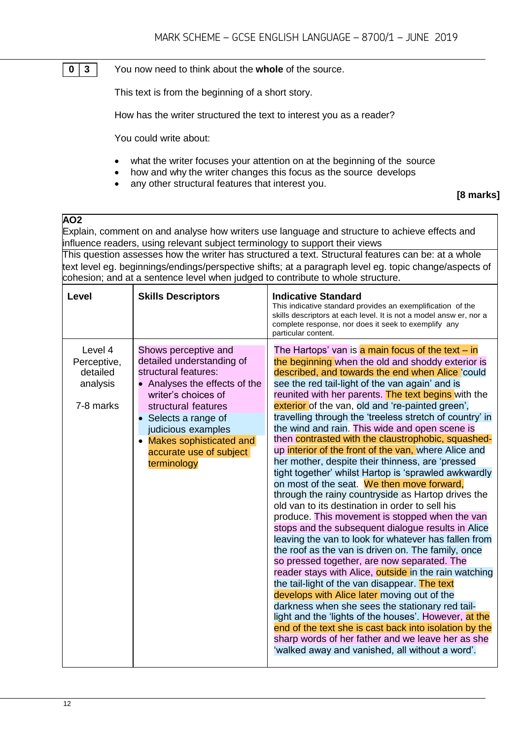**0 3** You now need to think about the **whole** of the source.

This text is from the beginning of a short story.

How has the writer structured the text to interest you as a reader?

You could write about:

- what the writer focuses your attention on at the beginning of the source
- how and why the writer changes this focus as the source develops
- any other structural features that interest you.

**[8 marks]**

| **AO2**<br>Explain, comment on and analyse how writers use language and structure to achieve effects and influence readers, using relevant subject terminology to support their views<br>This question assesses how the writer has structured a text. Structural features can be: at a whole text level eg. beginnings/endings/perspective shifts; at a paragraph level eg. topic change/aspects of cohesion; and at a sentence level when judged to contribute to whole structure. | | |
|---|---|---|
| **Level** | **Skills Descriptors** | **Indicative Standard**<br>This indicative standard provides an exemplification of the skills descriptors at each level. It is not a model answer, nor a complete response, nor does it seek to exemplify any particular content. |
| Level 4<br>Perceptive, detailed analysis<br><br>7-8 marks | Shows perceptive and detailed understanding of structural features:<br>• Analyses the effects of the writer's choices of structural features<br>• Selects a range of judicious examples<br>• Makes sophisticated and accurate use of subject terminology | The Hartops' van is a main focus of the text – in the beginning when the old and shoddy exterior is described, and towards the end when Alice 'could see the red tail-light of the van again' and is reunited with her parents. The text begins with the exterior of the van, old and 're-painted green', travelling through the 'treeless stretch of country' in the wind and rain. This wide and open scene is then contrasted with the claustrophobic, squashed-up interior of the front of the van, where Alice and her mother, despite their thinness, are 'pressed tight together' whilst Hartop is 'sprawled awkwardly on most of the seat. We then move forward, through the rainy countryside as Hartop drives the old van to its destination in order to sell his produce. This movement is stopped when the van stops and the subsequent dialogue results in Alice leaving the van to look for whatever has fallen from the roof as the van is driven on. The family, once so pressed together, are now separated. The reader stays with Alice, outside in the rain watching the tail-light of the van disappear. The text develops with Alice later moving out of the darkness when she sees the stationary red tail-light and the 'lights of the houses'. However, at the end of the text she is cast back into isolation by the sharp words of her father and we leave her as she 'walked away and vanished, all without a word'. |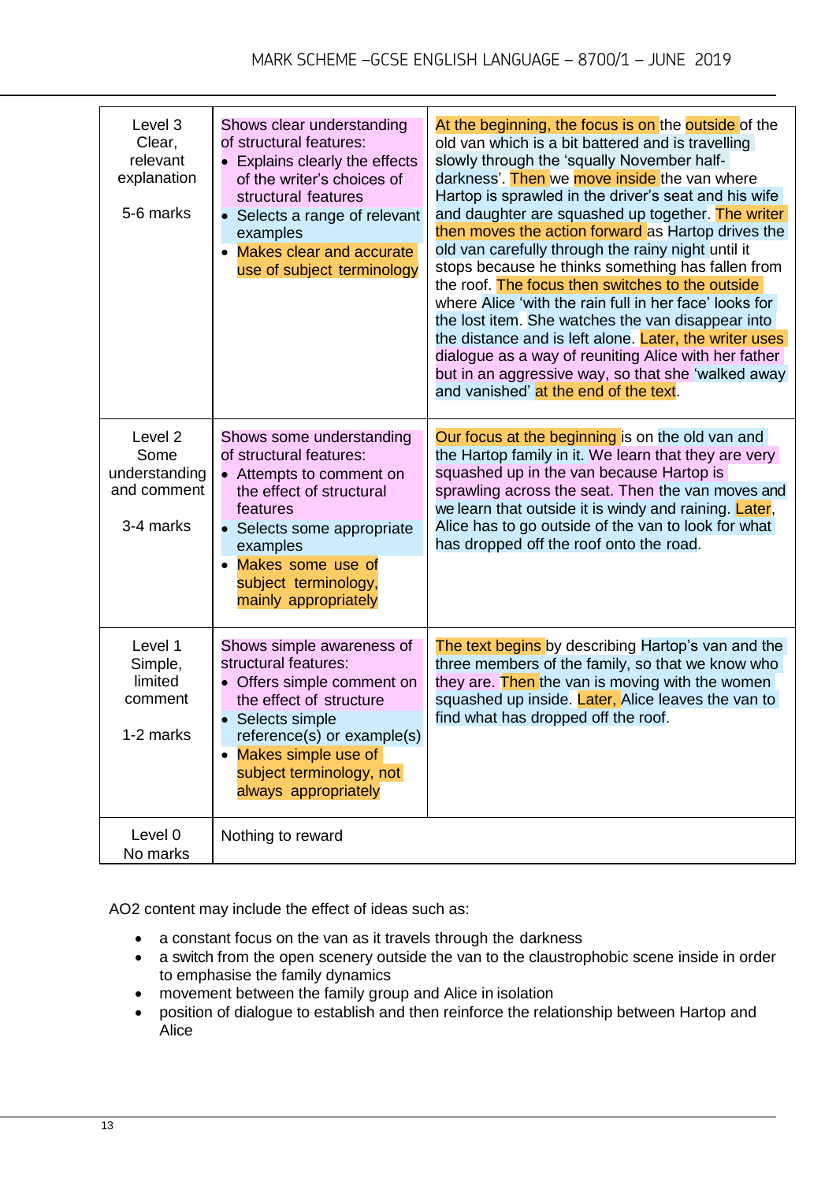| Level | Skills descriptors | Indicative standard |
| --- | --- | --- |
| Level 3 Clear, relevant explanation<br><br>5-6 marks | Shows clear understanding of structural features:<br>• Explains clearly the effects of the writer's choices of structural features<br>• Selects a range of relevant examples<br>• Makes clear and accurate use of subject terminology | At the beginning, the focus is on the outside of the old van which is a bit battered and is travelling slowly through the 'squally November half-darkness'. Then we move inside the van where Hartop is sprawled in the driver's seat and his wife and daughter are squashed up together. The writer then moves the action forward as Hartop drives the old van carefully through the rainy night until it stops because he thinks something has fallen from the roof. The focus then switches to the outside where Alice 'with the rain full in her face' looks for the lost item. She watches the van disappear into the distance and is left alone. Later, the writer uses dialogue as a way of reuniting Alice with her father but in an aggressive way, so that she 'walked away and vanished' at the end of the text. |
| Level 2 Some understanding and comment<br><br>3-4 marks | Shows some understanding of structural features:<br>• Attempts to comment on the effect of structural features<br>• Selects some appropriate examples<br>• Makes some use of subject terminology, mainly appropriately | Our focus at the beginning is on the old van and the Hartop family in it. We learn that they are very squashed up in the van because Hartop is sprawling across the seat. Then the van moves and we learn that outside it is windy and raining. Later, Alice has to go outside of the van to look for what has dropped off the roof onto the road. |
| Level 1 Simple, limited comment<br><br>1-2 marks | Shows simple awareness of structural features:<br>• Offers simple comment on the effect of structure<br>• Selects simple reference(s) or example(s)<br>• Makes simple use of subject terminology, not always appropriately | The text begins by describing Hartop's van and the three members of the family, so that we know who they are. Then the van is moving with the women squashed up inside. Later, Alice leaves the van to find what has dropped off the roof. |
| Level 0 No marks | Nothing to reward | |

AO2 content may include the effect of ideas such as:

- a constant focus on the van as it travels through the darkness
- a switch from the open scenery outside the van to the claustrophobic scene inside in order to emphasise the family dynamics
- movement between the family group and Alice in isolation
- position of dialogue to establish and then reinforce the relationship between Hartop and Alice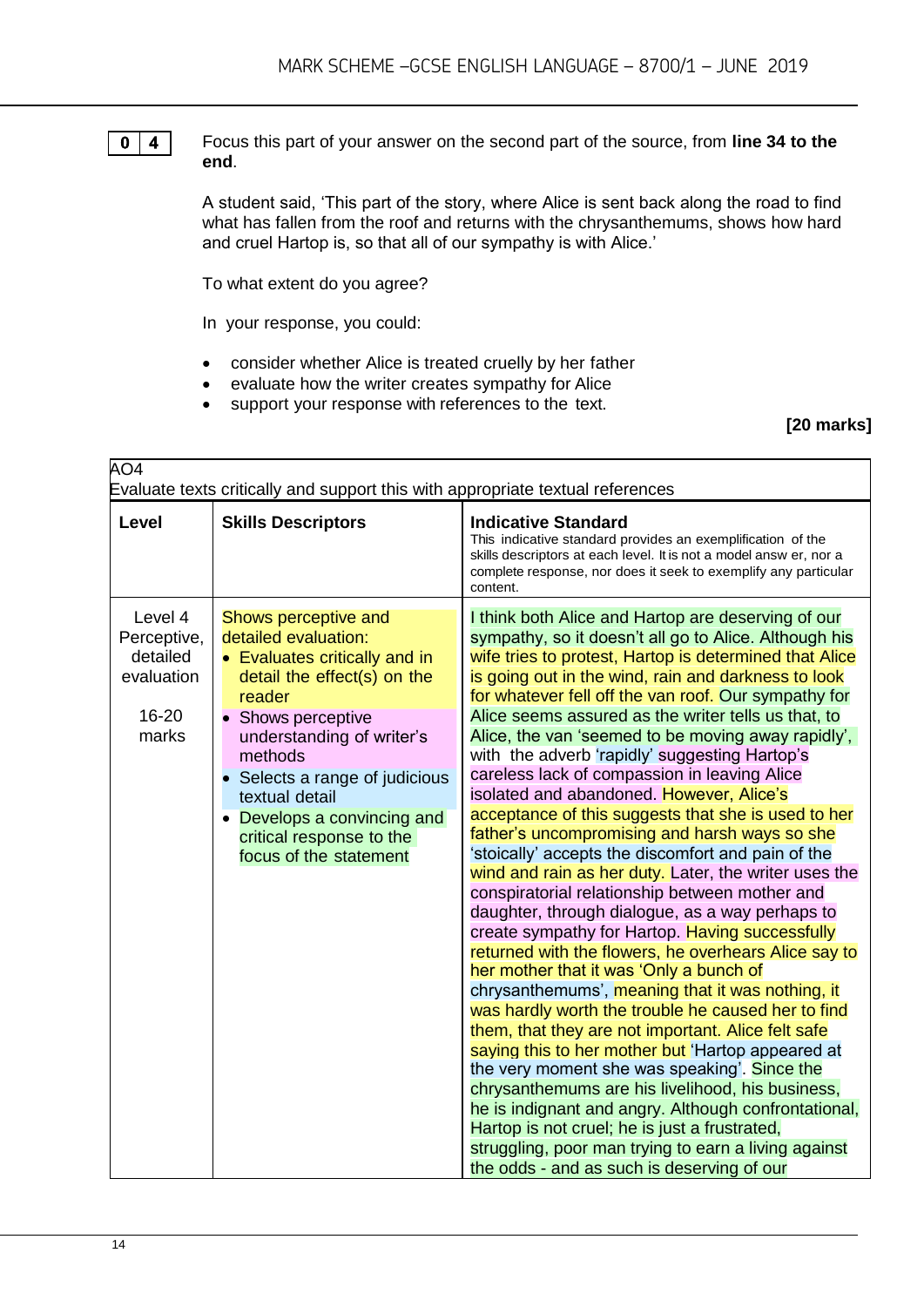**0 4** Focus this part of your answer on the second part of the source, from **line 34 to the end**.

A student said, 'This part of the story, where Alice is sent back along the road to find what has fallen from the roof and returns with the chrysanthemums, shows how hard and cruel Hartop is, so that all of our sympathy is with Alice.'

To what extent do you agree?

In your response, you could:

- consider whether Alice is treated cruelly by her father
- evaluate how the writer creates sympathy for Alice
- support your response with references to the text.

**[20 marks]**

AO4
Evaluate texts critically and support this with appropriate textual references

| Level | Skills Descriptors | Indicative Standard<br>This indicative standard provides an exemplification of the skills descriptors at each level. It is not a model answer, nor a complete response, nor does it seek to exemplify any particular content. |
|---|---|---|
| Level 4<br>Perceptive, detailed evaluation<br><br>16-20 marks | Shows perceptive and detailed evaluation:<br>• Evaluates critically and in detail the effect(s) on the reader<br>• Shows perceptive understanding of writer's methods<br>• Selects a range of judicious textual detail<br>• Develops a convincing and critical response to the focus of the statement | I think both Alice and Hartop are deserving of our sympathy, so it doesn't all go to Alice. Although his wife tries to protest, Hartop is determined that Alice is going out in the wind, rain and darkness to look for whatever fell off the van roof. Our sympathy for Alice seems assured as the writer tells us that, to Alice, the van 'seemed to be moving away rapidly', with the adverb 'rapidly' suggesting Hartop's careless lack of compassion in leaving Alice isolated and abandoned. However, Alice's acceptance of this suggests that she is used to her father's uncompromising and harsh ways so she 'stoically' accepts the discomfort and pain of the wind and rain as her duty. Later, the writer uses the conspiratorial relationship between mother and daughter, through dialogue, as a way perhaps to create sympathy for Hartop. Having successfully returned with the flowers, he overhears Alice say to her mother that it was 'Only a bunch of chrysanthemums', meaning that it was nothing, it was hardly worth the trouble he caused her to find them, that they are not important. Alice felt safe saying this to her mother but 'Hartop appeared at the very moment she was speaking'. Since the chrysanthemums are his livelihood, his business, he is indignant and angry. Although confrontational, Hartop is not cruel; he is just a frustrated, struggling, poor man trying to earn a living against the odds - and as such is deserving of our |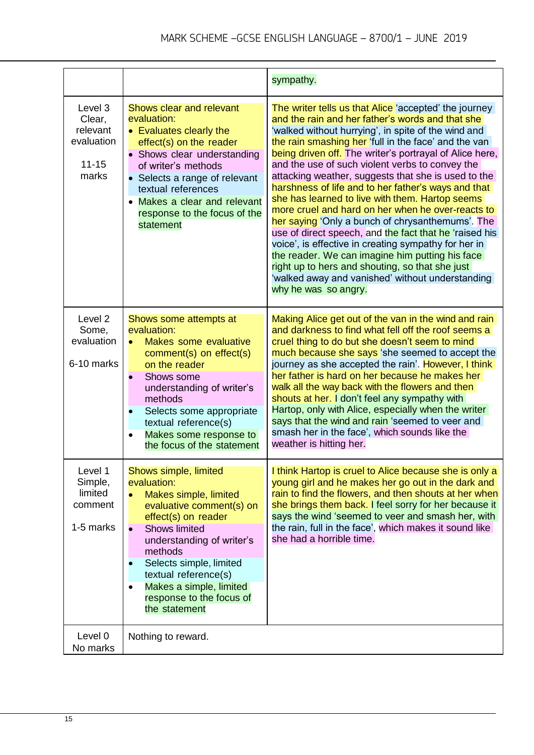| | | |
|---|---|---|
| | | sympathy. |
| Level 3 Clear, relevant evaluation<br><br>11-15 marks | Shows clear and relevant evaluation:<br>• Evaluates clearly the effect(s) on the reader<br>• Shows clear understanding of writer's methods<br>• Selects a range of relevant textual references<br>• Makes a clear and relevant response to the focus of the statement | The writer tells us that Alice 'accepted' the journey and the rain and her father's words and that she 'walked without hurrying', in spite of the wind and the rain smashing her 'full in the face' and the van being driven off. The writer's portrayal of Alice here, and the use of such violent verbs to convey the attacking weather, suggests that she is used to the harshness of life and to her father's ways and that she has learned to live with them. Hartop seems more cruel and hard on her when he over-reacts to her saying 'Only a bunch of chrysanthemums'. The use of direct speech, and the fact that he 'raised his voice', is effective in creating sympathy for her in the reader. We can imagine him putting his face right up to hers and shouting, so that she just 'walked away and vanished' without understanding why he was so angry. |
| Level 2 Some, evaluation<br><br>6-10 marks | Shows some attempts at evaluation:<br>• Makes some evaluative comment(s) on effect(s) on the reader<br>• Shows some understanding of writer's methods<br>• Selects some appropriate textual reference(s)<br>• Makes some response to the focus of the statement | Making Alice get out of the van in the wind and rain and darkness to find what fell off the roof seems a cruel thing to do but she doesn't seem to mind much because she says 'she seemed to accept the journey as she accepted the rain'. However, I think her father is hard on her because he makes her walk all the way back with the flowers and then shouts at her. I don't feel any sympathy with Hartop, only with Alice, especially when the writer says that the wind and rain 'seemed to veer and smash her in the face', which sounds like the weather is hitting her. |
| Level 1 Simple, limited comment<br><br>1-5 marks | Shows simple, limited evaluation:<br>• Makes simple, limited evaluative comment(s) on effect(s) on reader<br>• Shows limited understanding of writer's methods<br>• Selects simple, limited textual reference(s)<br>• Makes a simple, limited response to the focus of the statement | I think Hartop is cruel to Alice because she is only a young girl and he makes her go out in the dark and rain to find the flowers, and then shouts at her when she brings them back. I feel sorry for her because it says the wind 'seemed to veer and smash her, with the rain, full in the face', which makes it sound like she had a horrible time. |
| Level 0 No marks | Nothing to reward. | |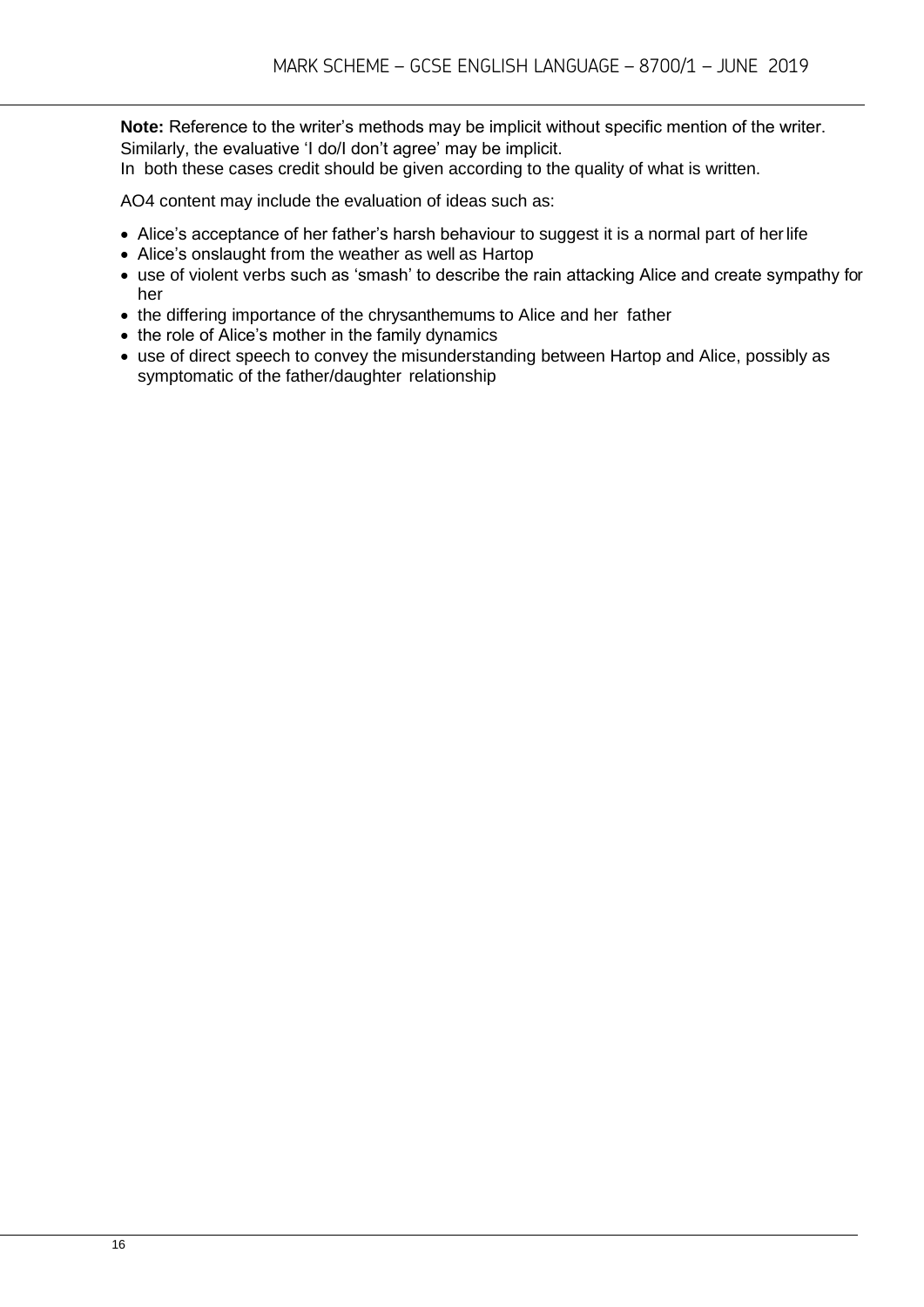**Note:** Reference to the writer's methods may be implicit without specific mention of the writer. Similarly, the evaluative 'I do/I don't agree' may be implicit.
In both these cases credit should be given according to the quality of what is written.

AO4 content may include the evaluation of ideas such as:

- Alice's acceptance of her father's harsh behaviour to suggest it is a normal part of her life
- Alice's onslaught from the weather as well as Hartop
- use of violent verbs such as 'smash' to describe the rain attacking Alice and create sympathy for her
- the differing importance of the chrysanthemums to Alice and her father
- the role of Alice's mother in the family dynamics
- use of direct speech to convey the misunderstanding between Hartop and Alice, possibly as symptomatic of the father/daughter relationship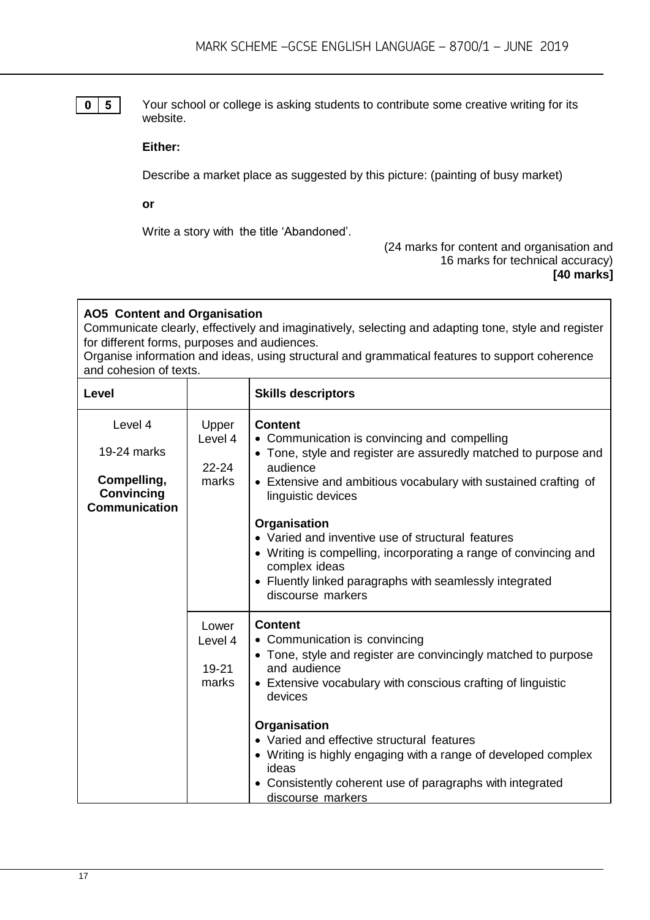**0 5** Your school or college is asking students to contribute some creative writing for its website.

**Either:**

Describe a market place as suggested by this picture: (painting of busy market)

**or**

Write a story with the title 'Abandoned'.

(24 marks for content and organisation and 16 marks for technical accuracy)
**[40 marks]**

**AO5 Content and Organisation**
Communicate clearly, effectively and imaginatively, selecting and adapting tone, style and register for different forms, purposes and audiences.
Organise information and ideas, using structural and grammatical features to support coherence and cohesion of texts.

| Level | | Skills descriptors |
|---|---|---|
| Level 4<br><br>19-24 marks<br><br>**Compelling, Convincing Communication** | Upper Level 4<br><br>22-24 marks | **Content**<br>• Communication is convincing and compelling<br>• Tone, style and register are assuredly matched to purpose and audience<br>• Extensive and ambitious vocabulary with sustained crafting of linguistic devices<br><br>**Organisation**<br>• Varied and inventive use of structural features<br>• Writing is compelling, incorporating a range of convincing and complex ideas<br>• Fluently linked paragraphs with seamlessly integrated discourse markers |
| | Lower Level 4<br><br>19-21 marks | **Content**<br>• Communication is convincing<br>• Tone, style and register are convincingly matched to purpose and audience<br>• Extensive vocabulary with conscious crafting of linguistic devices<br><br>**Organisation**<br>• Varied and effective structural features<br>• Writing is highly engaging with a range of developed complex ideas<br>• Consistently coherent use of paragraphs with integrated discourse markers |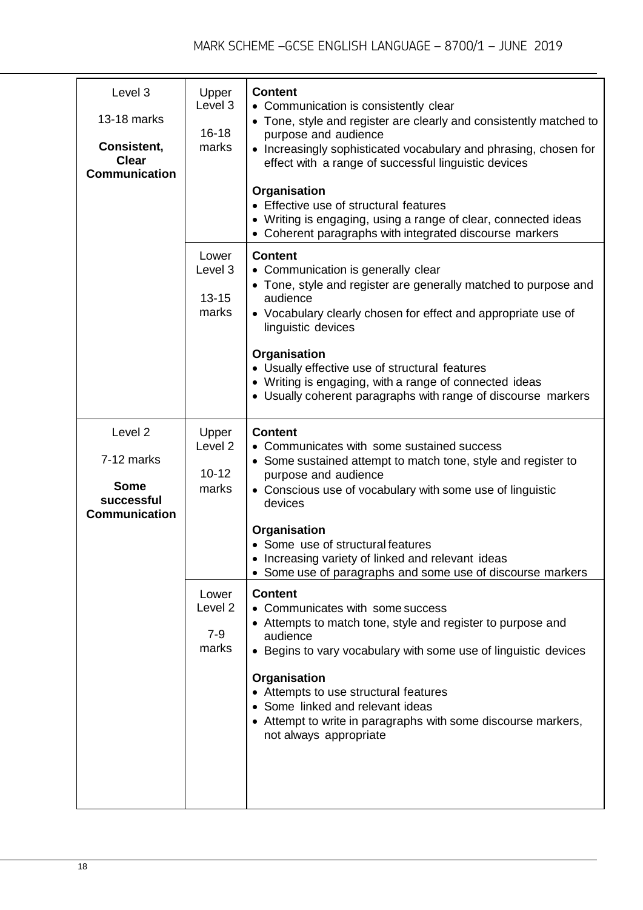| Level | Sub-level | Descriptors |
|---|---|---|
| Level 3<br><br>13-18 marks<br><br>**Consistent, Clear Communication** | Upper Level 3<br><br>16-18 marks | **Content**<br>• Communication is consistently clear<br>• Tone, style and register are clearly and consistently matched to purpose and audience<br>• Increasingly sophisticated vocabulary and phrasing, chosen for effect with a range of successful linguistic devices<br><br>**Organisation**<br>• Effective use of structural features<br>• Writing is engaging, using a range of clear, connected ideas<br>• Coherent paragraphs with integrated discourse markers |
| | Lower Level 3<br><br>13-15 marks | **Content**<br>• Communication is generally clear<br>• Tone, style and register are generally matched to purpose and audience<br>• Vocabulary clearly chosen for effect and appropriate use of linguistic devices<br><br>**Organisation**<br>• Usually effective use of structural features<br>• Writing is engaging, with a range of connected ideas<br>• Usually coherent paragraphs with range of discourse markers |
| Level 2<br><br>7-12 marks<br><br>**Some successful Communication** | Upper Level 2<br><br>10-12 marks | **Content**<br>• Communicates with some sustained success<br>• Some sustained attempt to match tone, style and register to purpose and audience<br>• Conscious use of vocabulary with some use of linguistic devices<br><br>**Organisation**<br>• Some use of structural features<br>• Increasing variety of linked and relevant ideas<br>• Some use of paragraphs and some use of discourse markers |
| | Lower Level 2<br><br>7-9 marks | **Content**<br>• Communicates with some success<br>• Attempts to match tone, style and register to purpose and audience<br>• Begins to vary vocabulary with some use of linguistic devices<br><br>**Organisation**<br>• Attempts to use structural features<br>• Some linked and relevant ideas<br>• Attempt to write in paragraphs with some discourse markers, not always appropriate |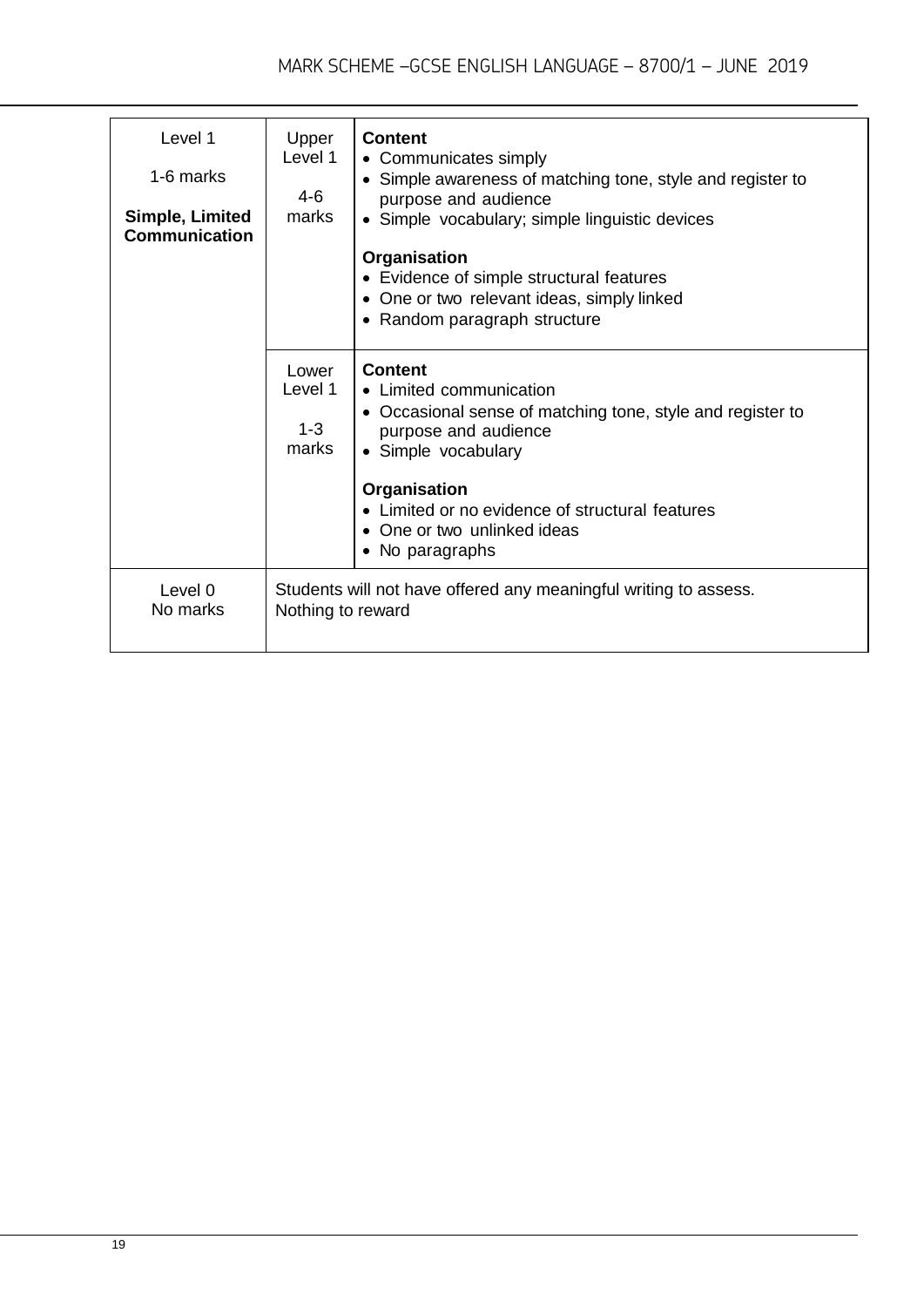| | | |
|---|---|---|
| Level 1<br><br>1-6 marks<br><br>**Simple, Limited Communication** | Upper Level 1<br><br>4-6 marks | **Content**<br>• Communicates simply<br>• Simple awareness of matching tone, style and register to purpose and audience<br>• Simple vocabulary; simple linguistic devices<br><br>**Organisation**<br>• Evidence of simple structural features<br>• One or two relevant ideas, simply linked<br>• Random paragraph structure |
| | Lower Level 1<br><br>1-3 marks | **Content**<br>• Limited communication<br>• Occasional sense of matching tone, style and register to purpose and audience<br>• Simple vocabulary<br><br>**Organisation**<br>• Limited or no evidence of structural features<br>• One or two unlinked ideas<br>• No paragraphs |
| Level 0<br>No marks | Students will not have offered any meaningful writing to assess.<br>Nothing to reward | |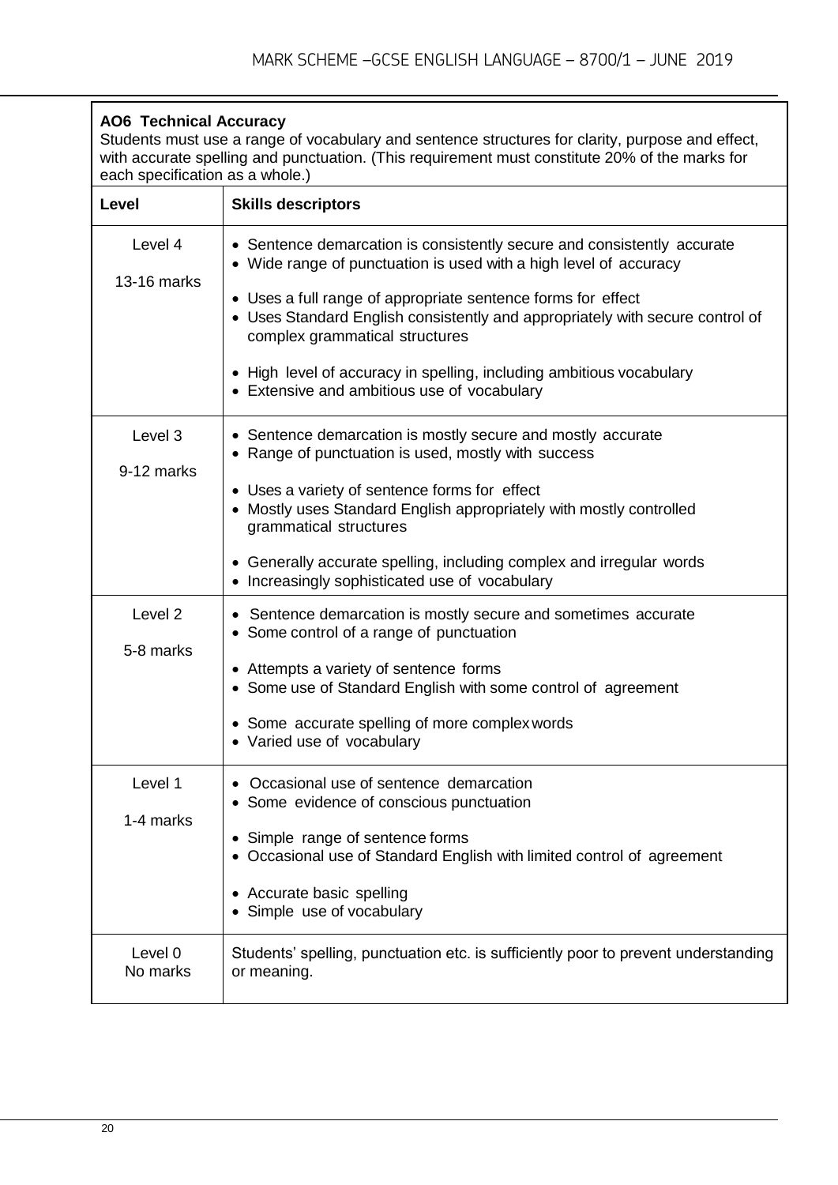**AO6 Technical Accuracy**

Students must use a range of vocabulary and sentence structures for clarity, purpose and effect, with accurate spelling and punctuation. (This requirement must constitute 20% of the marks for each specification as a whole.)

| Level | Skills descriptors |
|---|---|
| Level 4<br>13-16 marks | • Sentence demarcation is consistently secure and consistently accurate<br>• Wide range of punctuation is used with a high level of accuracy<br>• Uses a full range of appropriate sentence forms for effect<br>• Uses Standard English consistently and appropriately with secure control of complex grammatical structures<br>• High level of accuracy in spelling, including ambitious vocabulary<br>• Extensive and ambitious use of vocabulary |
| Level 3<br>9-12 marks | • Sentence demarcation is mostly secure and mostly accurate<br>• Range of punctuation is used, mostly with success<br>• Uses a variety of sentence forms for effect<br>• Mostly uses Standard English appropriately with mostly controlled grammatical structures<br>• Generally accurate spelling, including complex and irregular words<br>• Increasingly sophisticated use of vocabulary |
| Level 2<br>5-8 marks | • Sentence demarcation is mostly secure and sometimes accurate<br>• Some control of a range of punctuation<br>• Attempts a variety of sentence forms<br>• Some use of Standard English with some control of agreement<br>• Some accurate spelling of more complex words<br>• Varied use of vocabulary |
| Level 1<br>1-4 marks | • Occasional use of sentence demarcation<br>• Some evidence of conscious punctuation<br>• Simple range of sentence forms<br>• Occasional use of Standard English with limited control of agreement<br>• Accurate basic spelling<br>• Simple use of vocabulary |
| Level 0<br>No marks | Students' spelling, punctuation etc. is sufficiently poor to prevent understanding or meaning. |